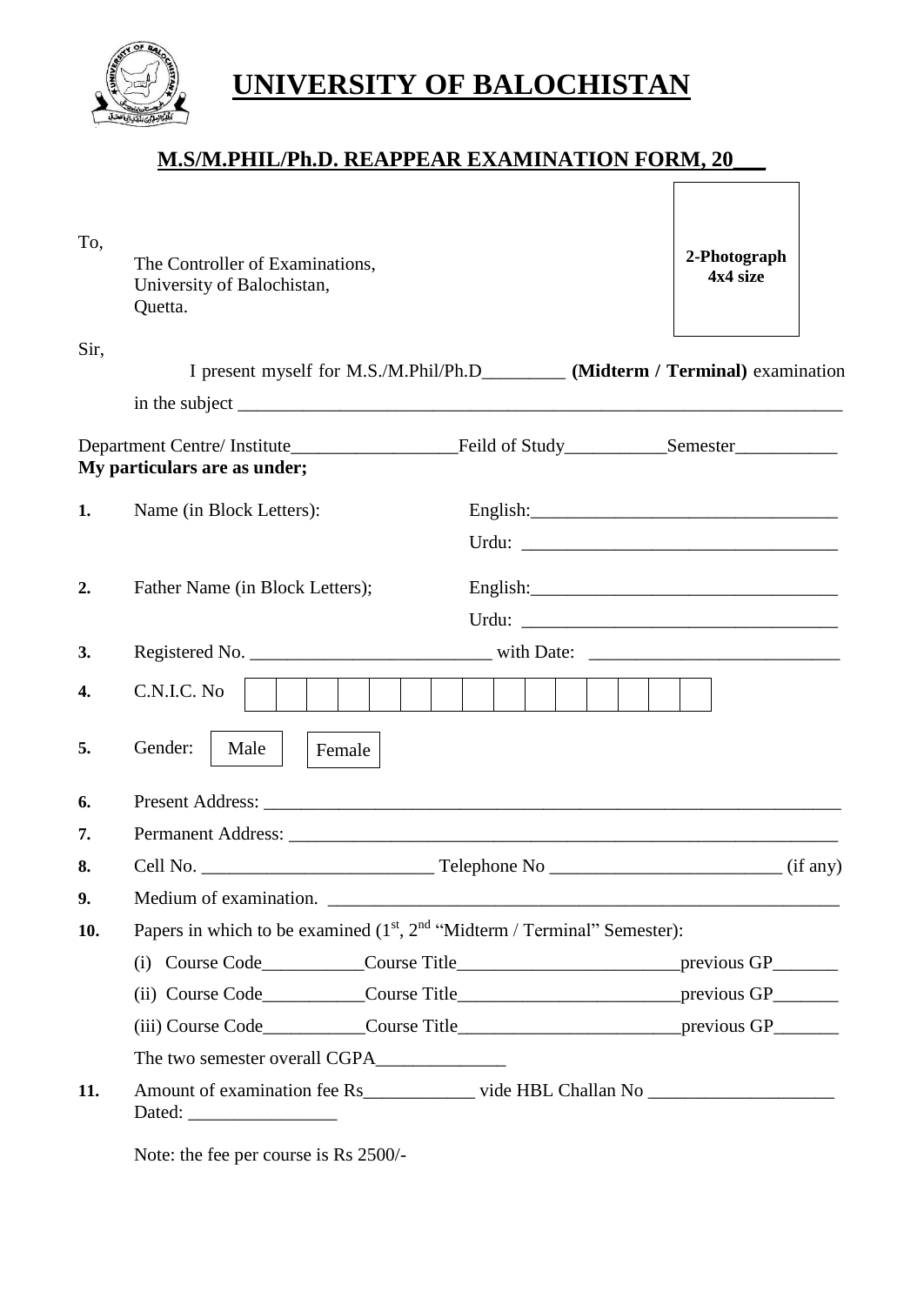# UNIVERSITY OF BALOCHISTAN

## M.S/M.PHIL/Ph.D. REAPPEAR EXAMINATION FORM, 20___

**2-Photograph 4x4 size**

To,

The Controller of Examinations,
University of Balochistan,
Quetta.

Sir,

I present myself for M.S./M.Phil/Ph.D_________ **(Midterm / Terminal)** examination in the subject ___________________________________________________________________

Department Centre/ Institute__________________Feild of Study___________Semester___________

**My particulars are as under;**

**1.** Name (in Block Letters): English:_________________________________
Urdu: __________________________________

**2.** Father Name (in Block Letters); English:_________________________________
Urdu: __________________________________

**3.** Registered No. __________________________ with Date: ___________________________

**4.** C.N.I.C. No | | | | | | | | | | | | | | | |

**5.** Gender: Male Female

**6.** Present Address: _______________________________________________________________

**7.** Permanent Address: _____________________________________________________________

**8.** Cell No. _________________________ Telephone No _________________________ (if any)

**9.** Medium of examination. _________________________________________________________

**10.** Papers in which to be examined (1st, 2nd "Midterm / Terminal" Semester):

(i) Course Code___________Course Title________________________previous GP_______

(ii) Course Code___________Course Title________________________previous GP_______

(iii) Course Code___________Course Title________________________previous GP_______

The two semester overall CGPA______________

**11.** Amount of examination fee Rs____________ vide HBL Challan No ____________________
Dated: ________________

Note: the fee per course is Rs 2500/-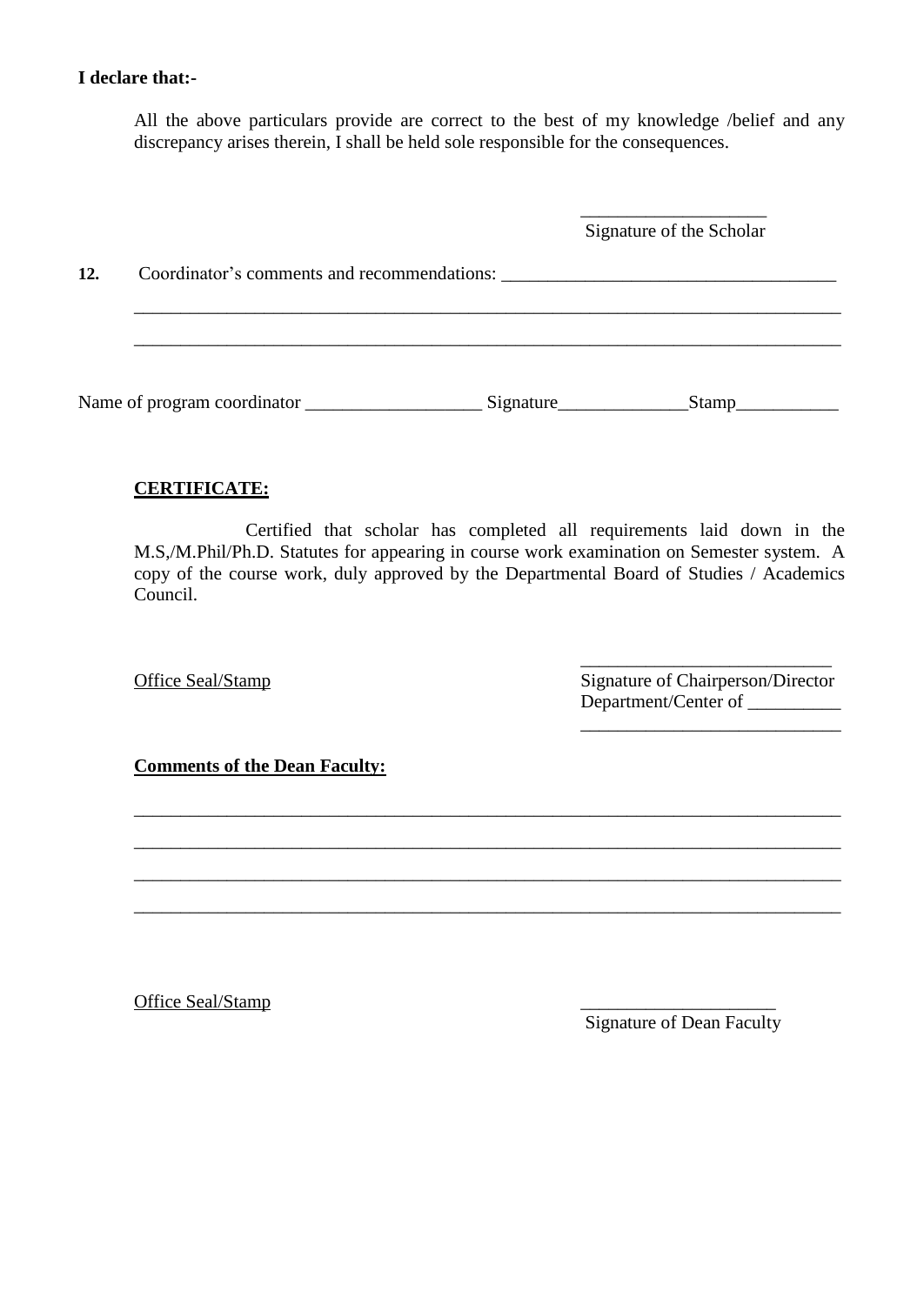**I declare that:-**

All the above particulars provide are correct to the best of my knowledge /belief and any discrepancy arises therein, I shall be held sole responsible for the consequences.

___________________
Signature of the Scholar

**12.** Coordinator's comments and recommendations: ___________________________________

___________________________________________________________________________

___________________________________________________________________________

Name of program coordinator __________________ Signature_____________Stamp___________

**CERTIFICATE:**

Certified that scholar has completed all requirements laid down in the M.S,/M.Phil/Ph.D. Statutes for appearing in course work examination on Semester system. A copy of the course work, duly approved by the Departmental Board of Studies / Academics Council.

Office Seal/Stamp

__________________________
Signature of Chairperson/Director
Department/Center of __________
___________________________

**Comments of the Dean Faculty:**

___________________________________________________________________________

___________________________________________________________________________

___________________________________________________________________________

___________________________________________________________________________

Office Seal/Stamp

____________________
Signature of Dean Faculty